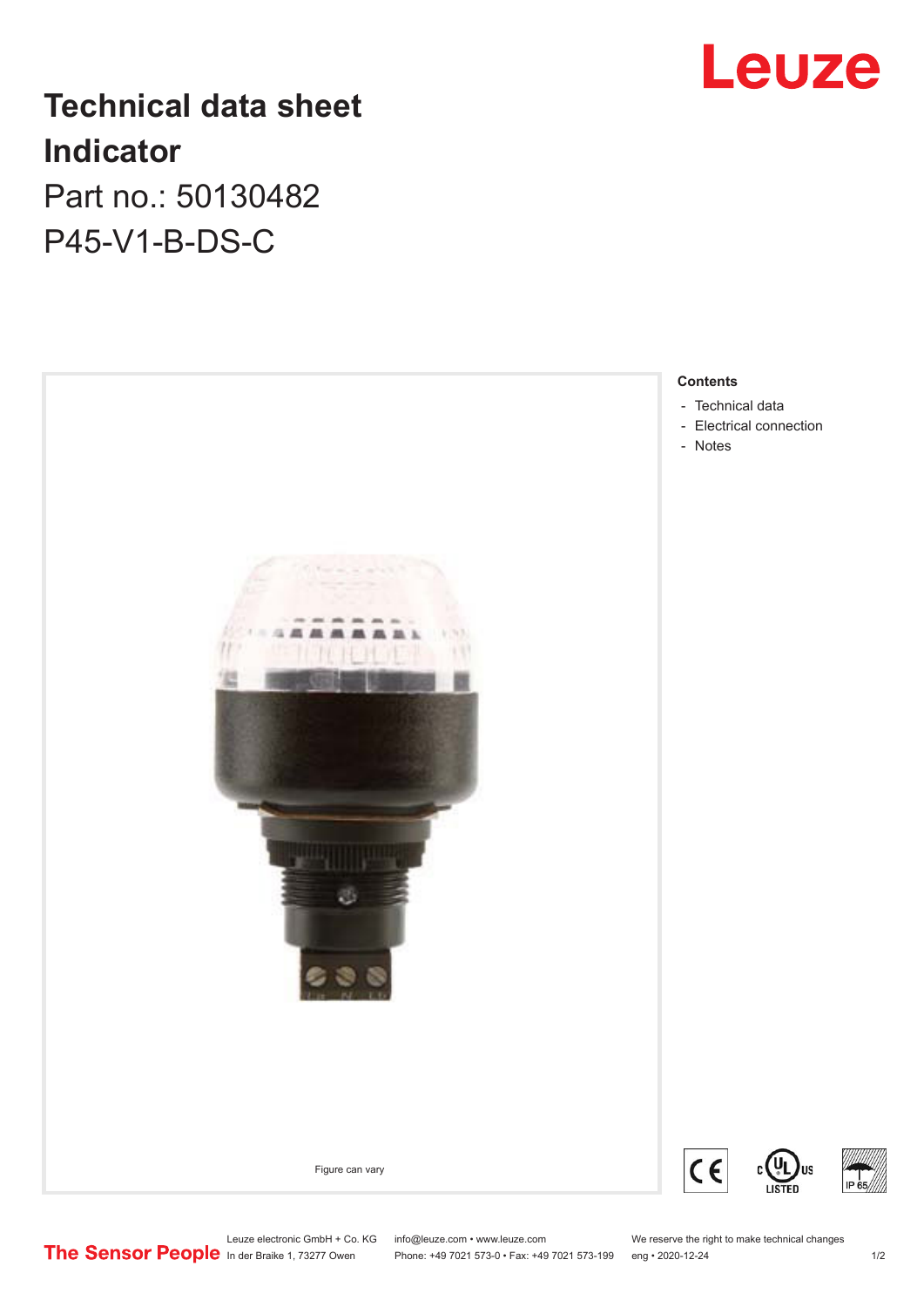# Technical data sheet
# Indicator

Part no.: 50130482

P45-V1-B-DS-C

Figure can vary

**Contents**

- Technical data
- Electrical connection
- Notes

Leuze electronic GmbH + Co. KG
In der Braike 1, 73277 Owen

info@leuze.com • www.leuze.com
Phone: +49 7021 573-0 • Fax: +49 7021 573-199

We reserve the right to make technical changes
eng • 2020-12-24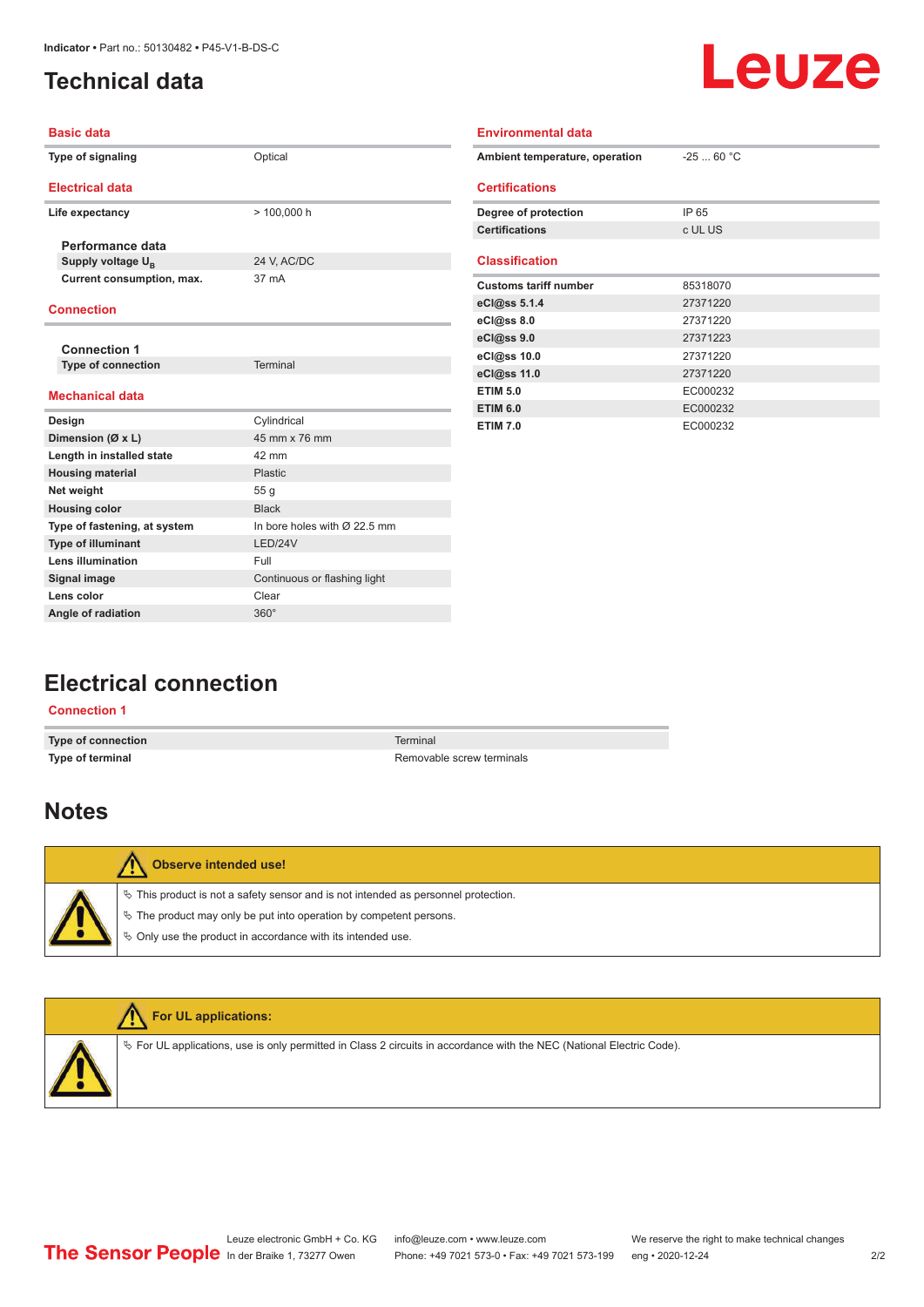# Technical data

## Basic data

| | |
|---|---|
| Type of signaling | Optical |

## Electrical data

| | |
|---|---|
| Life expectancy | > 100,000 h |

### Performance data

| | |
|---|---|
| Supply voltage $U_B$ | 24 V, AC/DC |
| Current consumption, max. | 37 mA |

## Connection

### Connection 1

| | |
|---|---|
| Type of connection | Terminal |

## Mechanical data

| | |
|---|---|
| Design | Cylindrical |
| Dimension (Ø x L) | 45 mm x 76 mm |
| Length in installed state | 42 mm |
| Housing material | Plastic |
| Net weight | 55 g |
| Housing color | Black |
| Type of fastening, at system | In bore holes with Ø 22.5 mm |
| Type of illuminant | LED/24V |
| Lens illumination | Full |
| Signal image | Continuous or flashing light |
| Lens color | Clear |
| Angle of radiation | 360° |

## Environmental data

| | |
|---|---|
| Ambient temperature, operation | -25 ... 60 °C |

## Certifications

| | |
|---|---|
| Degree of protection | IP 65 |
| Certifications | c UL US |

## Classification

| | |
|---|---|
| Customs tariff number | 85318070 |
| eCl@ss 5.1.4 | 27371220 |
| eCl@ss 8.0 | 27371220 |
| eCl@ss 9.0 | 27371223 |
| eCl@ss 10.0 | 27371220 |
| eCl@ss 11.0 | 27371220 |
| ETIM 5.0 | EC000232 |
| ETIM 6.0 | EC000232 |
| ETIM 7.0 | EC000232 |

# Electrical connection

## Connection 1

| | |
|---|---|
| Type of connection | Terminal |
| Type of terminal | Removable screw terminals |

# Notes

**Observe intended use!**

- This product is not a safety sensor and is not intended as personnel protection.
- The product may only be put into operation by competent persons.
- Only use the product in accordance with its intended use.

**For UL applications:**

- For UL applications, use is only permitted in Class 2 circuits in accordance with the NEC (National Electric Code).